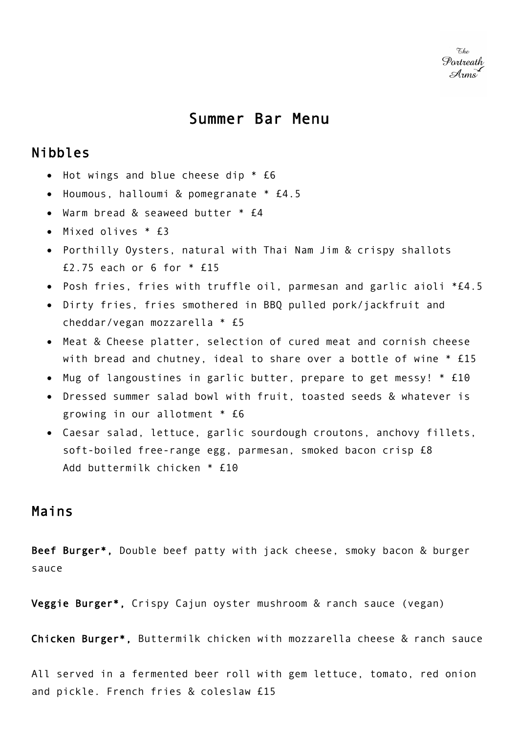The Portreath Arms

# Summer Bar Menu

## Nibbles

- Hot wings and blue cheese dip * £6
- Houmous, halloumi & pomegranate * £4.5
- Warm bread & seaweed butter * £4
- Mixed olives * £3
- Porthilly Oysters, natural with Thai Nam Jim & crispy shallots £2.75 each or 6 for * £15
- Posh fries, fries with truffle oil, parmesan and garlic aioli *£4.5
- Dirty fries, fries smothered in BBQ pulled pork/jackfruit and cheddar/vegan mozzarella * £5
- Meat & Cheese platter, selection of cured meat and cornish cheese with bread and chutney, ideal to share over a bottle of wine * £15
- Mug of langoustines in garlic butter, prepare to get messy! * £10
- Dressed summer salad bowl with fruit, toasted seeds & whatever is growing in our allotment * £6
- Caesar salad, lettuce, garlic sourdough croutons, anchovy fillets, soft-boiled free-range egg, parmesan, smoked bacon crisp £8
  Add buttermilk chicken * £10

## Mains

**Beef Burger*,** Double beef patty with jack cheese, smoky bacon & burger sauce

**Veggie Burger*,** Crispy Cajun oyster mushroom & ranch sauce (vegan)

**Chicken Burger*,** Buttermilk chicken with mozzarella cheese & ranch sauce

All served in a fermented beer roll with gem lettuce, tomato, red onion and pickle. French fries & coleslaw £15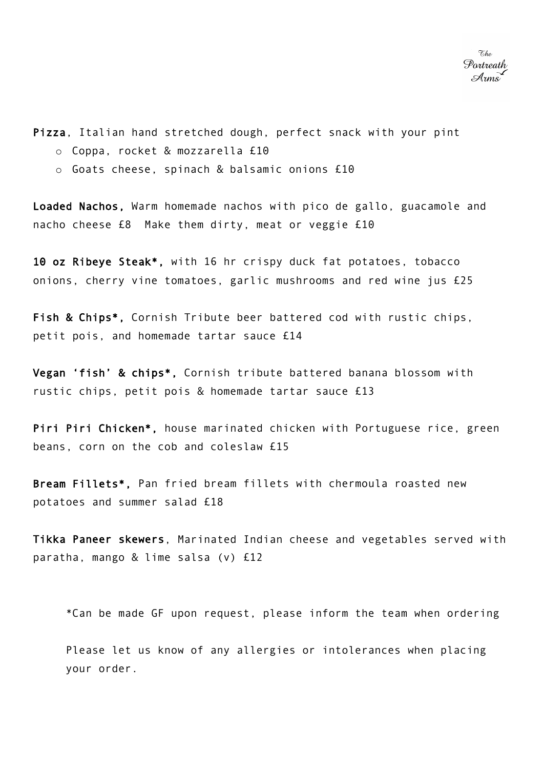The Portreath Arms

**Pizza**, Italian hand stretched dough, perfect snack with your pint

- Coppa, rocket & mozzarella £10
- Goats cheese, spinach & balsamic onions £10

**Loaded Nachos,** Warm homemade nachos with pico de gallo, guacamole and nacho cheese £8 Make them dirty, meat or veggie £10

**10 oz Ribeye Steak*,** with 16 hr crispy duck fat potatoes, tobacco onions, cherry vine tomatoes, garlic mushrooms and red wine jus £25

**Fish & Chips*,** Cornish Tribute beer battered cod with rustic chips, petit pois, and homemade tartar sauce £14

**Vegan 'fish' & chips*,** Cornish tribute battered banana blossom with rustic chips, petit pois & homemade tartar sauce £13

**Piri Piri Chicken*,** house marinated chicken with Portuguese rice, green beans, corn on the cob and coleslaw £15

**Bream Fillets*,** Pan fried bream fillets with chermoula roasted new potatoes and summer salad £18

**Tikka Paneer skewers**, Marinated Indian cheese and vegetables served with paratha, mango & lime salsa (v) £12

*Can be made GF upon request, please inform the team when ordering

Please let us know of any allergies or intolerances when placing your order.